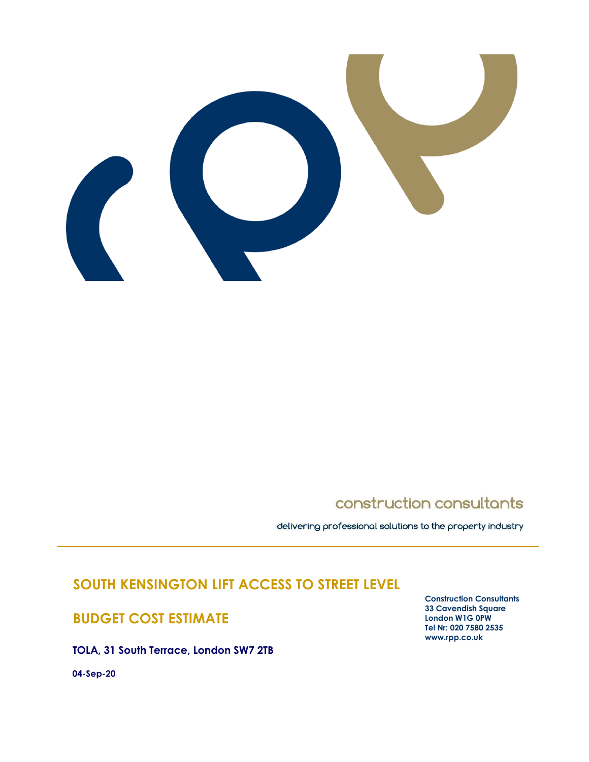construction consultants

delivering professional solutions to the property industry

# SOUTH KENSINGTON LIFT ACCESS TO STREET LEVEL

## BUDGET COST ESTIMATE

**TOLA, 31 South Terrace, London SW7 2TB**

**04-Sep-20**

**Construction Consultants**
**33 Cavendish Square**
**London W1G 0PW**
**Tel Nr: 020 7580 2535**
**www.rpp.co.uk**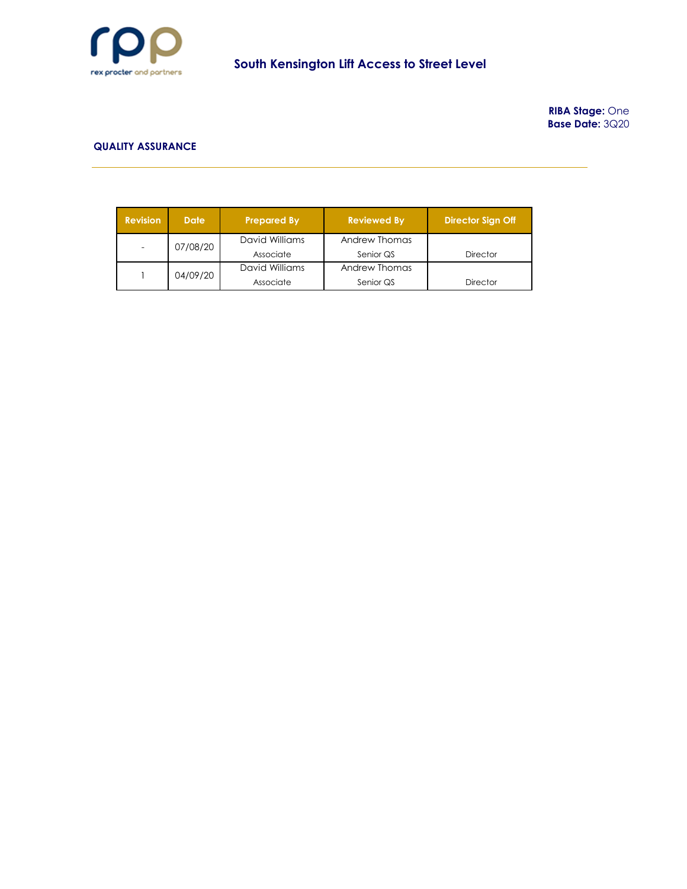**RIBA Stage:** One
**Base Date:** 3Q20

## QUALITY ASSURANCE

| Revision | Date | Prepared By | Reviewed By | Director Sign Off |
|---|---|---|---|---|
| - | 07/08/20 | David Williams<br>Associate | Andrew Thomas<br>Senior QS | Director |
| 1 | 04/09/20 | David Williams<br>Associate | Andrew Thomas<br>Senior QS | Director |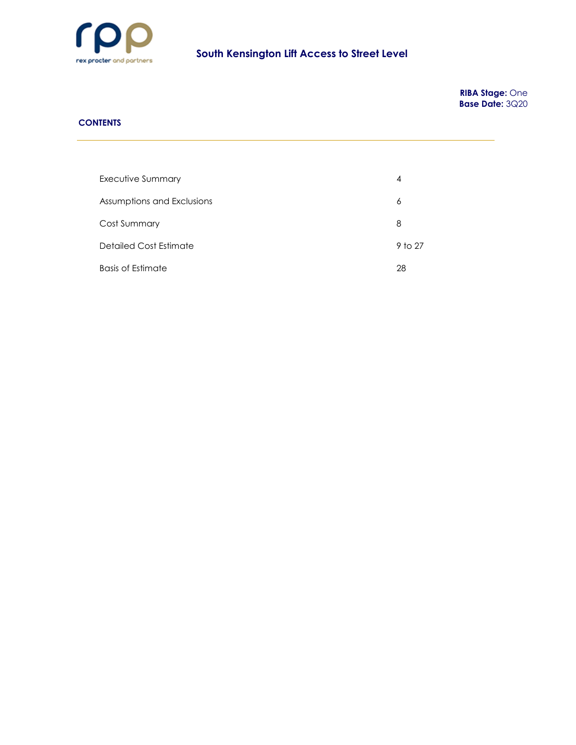# South Kensington Lift Access to Street Level

**RIBA Stage:** One
**Base Date:** 3Q20

## CONTENTS

| | |
|---|---|
| Executive Summary | 4 |
| Assumptions and Exclusions | 6 |
| Cost Summary | 8 |
| Detailed Cost Estimate | 9 to 27 |
| Basis of Estimate | 28 |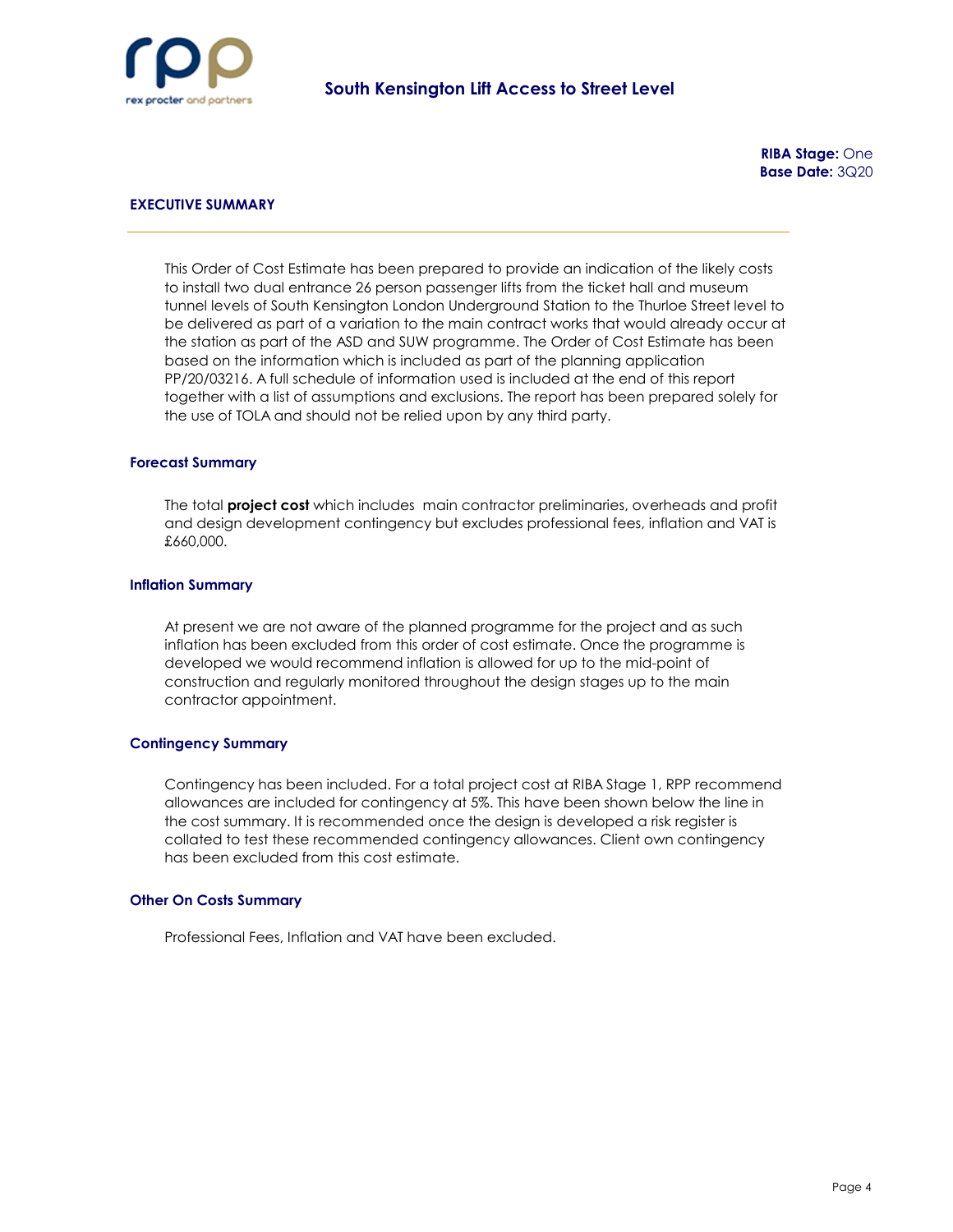**RIBA Stage:** One
**Base Date:** 3Q20

## EXECUTIVE SUMMARY

This Order of Cost Estimate has been prepared to provide an indication of the likely costs to install two dual entrance 26 person passenger lifts from the ticket hall and museum tunnel levels of South Kensington London Underground Station to the Thurloe Street level to be delivered as part of a variation to the main contract works that would already occur at the station as part of the ASD and SUW programme. The Order of Cost Estimate has been based on the information which is included as part of the planning application PP/20/03216. A full schedule of information used is included at the end of this report together with a list of assumptions and exclusions. The report has been prepared solely for the use of TOLA and should not be relied upon by any third party.

### Forecast Summary

The total **project cost** which includes main contractor preliminaries, overheads and profit and design development contingency but excludes professional fees, inflation and VAT is £660,000.

### Inflation Summary

At present we are not aware of the planned programme for the project and as such inflation has been excluded from this order of cost estimate. Once the programme is developed we would recommend inflation is allowed for up to the mid-point of construction and regularly monitored throughout the design stages up to the main contractor appointment.

### Contingency Summary

Contingency has been included. For a total project cost at RIBA Stage 1, RPP recommend allowances are included for contingency at 5%. This have been shown below the line in the cost summary. It is recommended once the design is developed a risk register is collated to test these recommended contingency allowances. Client own contingency has been excluded from this cost estimate.

### Other On Costs Summary

Professional Fees, Inflation and VAT have been excluded.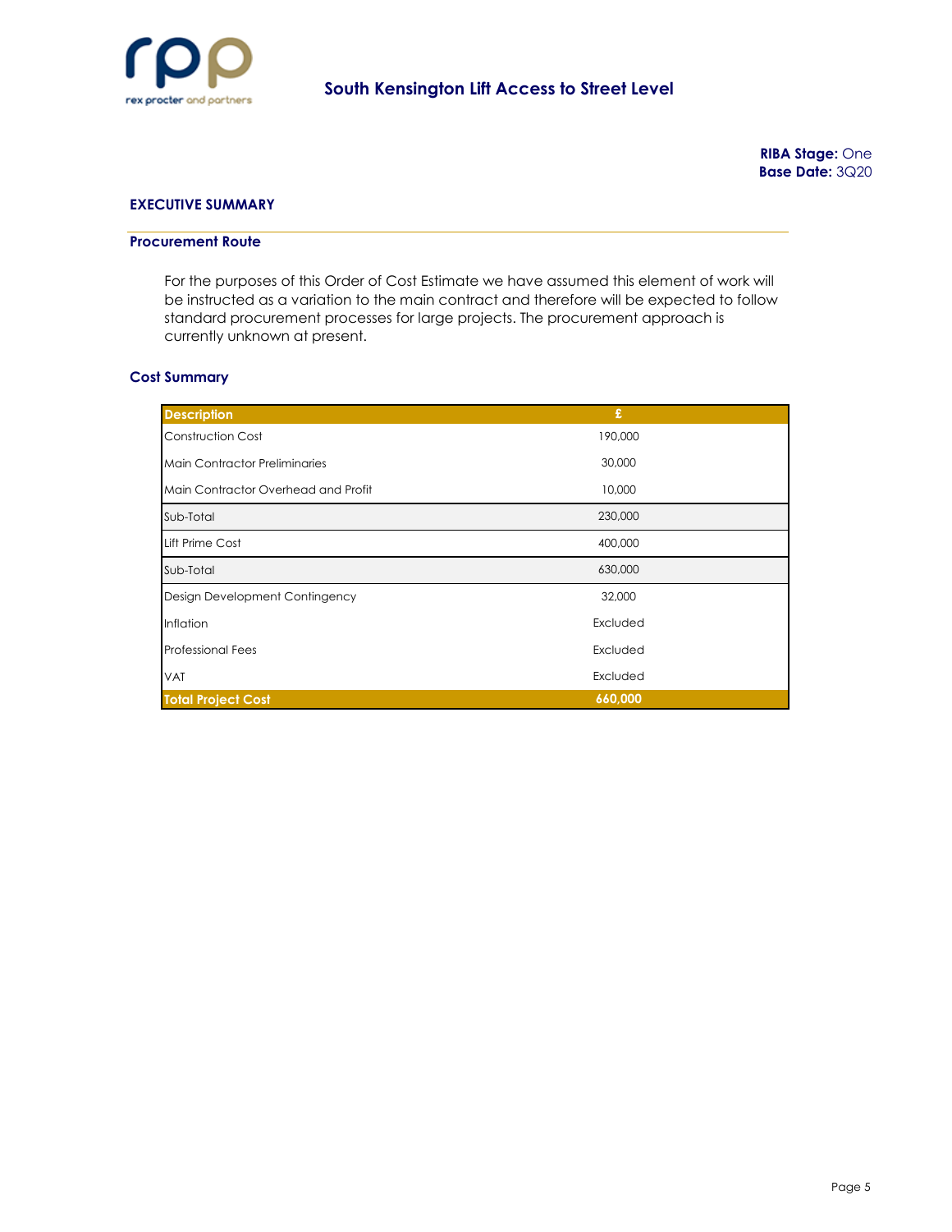# South Kensington Lift Access to Street Level

**RIBA Stage:** One
**Base Date:** 3Q20

## EXECUTIVE SUMMARY

### Procurement Route

For the purposes of this Order of Cost Estimate we have assumed this element of work will be instructed as a variation to the main contract and therefore will be expected to follow standard procurement processes for large projects. The procurement approach is currently unknown at present.

### Cost Summary

| Description | £ |
|---|---|
| Construction Cost | 190,000 |
| Main Contractor Preliminaries | 30,000 |
| Main Contractor Overhead and Profit | 10,000 |
| Sub-Total | 230,000 |
| Lift Prime Cost | 400,000 |
| Sub-Total | 630,000 |
| Design Development Contingency | 32,000 |
| Inflation | Excluded |
| Professional Fees | Excluded |
| VAT | Excluded |
| **Total Project Cost** | **660,000** |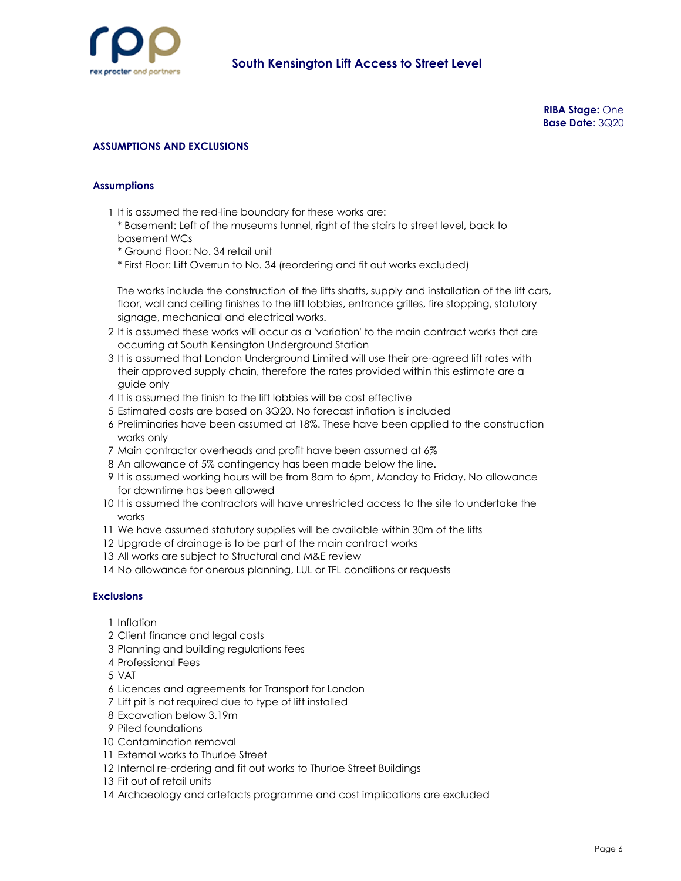## ASSUMPTIONS AND EXCLUSIONS

### Assumptions

1. It is assumed the red-line boundary for these works are:
   * Basement: Left of the museums tunnel, right of the stairs to street level, back to basement WCs
   * Ground Floor: No. 34 retail unit
   * First Floor: Lift Overrun to No. 34 (reordering and fit out works excluded)

   The works include the construction of the lifts shafts, supply and installation of the lift cars, floor, wall and ceiling finishes to the lift lobbies, entrance grilles, fire stopping, statutory signage, mechanical and electrical works.
2. It is assumed these works will occur as a 'variation' to the main contract works that are occurring at South Kensington Underground Station
3. It is assumed that London Underground Limited will use their pre-agreed lift rates with their approved supply chain, therefore the rates provided within this estimate are a guide only
4. It is assumed the finish to the lift lobbies will be cost effective
5. Estimated costs are based on 3Q20. No forecast inflation is included
6. Preliminaries have been assumed at 18%. These have been applied to the construction works only
7. Main contractor overheads and profit have been assumed at 6%
8. An allowance of 5% contingency has been made below the line.
9. It is assumed working hours will be from 8am to 6pm, Monday to Friday. No allowance for downtime has been allowed
10. It is assumed the contractors will have unrestricted access to the site to undertake the works
11. We have assumed statutory supplies will be available within 30m of the lifts
12. Upgrade of drainage is to be part of the main contract works
13. All works are subject to Structural and M&E review
14. No allowance for onerous planning, LUL or TFL conditions or requests

### Exclusions

1. Inflation
2. Client finance and legal costs
3. Planning and building regulations fees
4. Professional Fees
5. VAT
6. Licences and agreements for Transport for London
7. Lift pit is not required due to type of lift installed
8. Excavation below 3.19m
9. Piled foundations
10. Contamination removal
11. External works to Thurloe Street
12. Internal re-ordering and fit out works to Thurloe Street Buildings
13. Fit out of retail units
14. Archaeology and artefacts programme and cost implications are excluded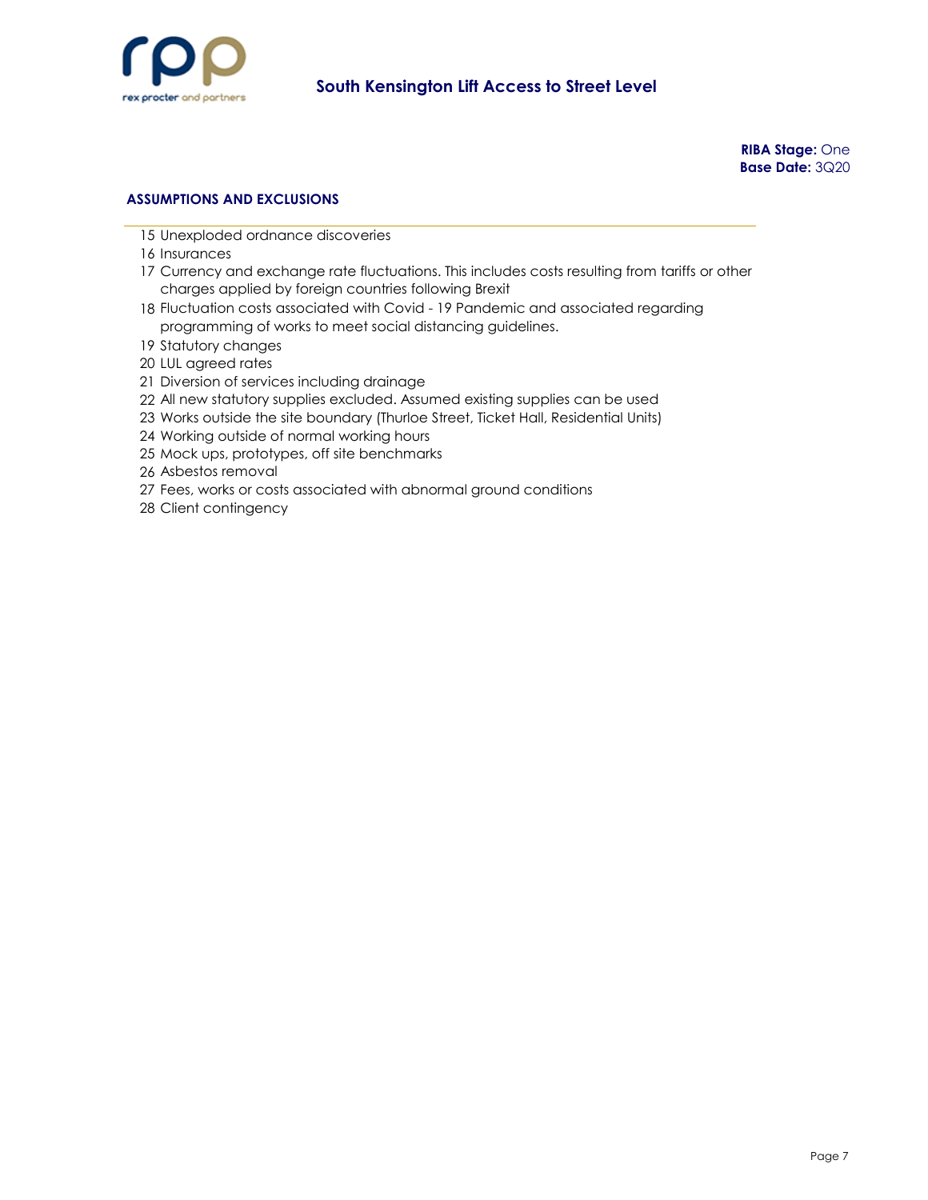**RIBA Stage:** One
**Base Date:** 3Q20

## ASSUMPTIONS AND EXCLUSIONS

15 Unexploded ordnance discoveries
16 Insurances
17 Currency and exchange rate fluctuations. This includes costs resulting from tariffs or other charges applied by foreign countries following Brexit
18 Fluctuation costs associated with Covid - 19 Pandemic and associated regarding programming of works to meet social distancing guidelines.
19 Statutory changes
20 LUL agreed rates
21 Diversion of services including drainage
22 All new statutory supplies excluded. Assumed existing supplies can be used
23 Works outside the site boundary (Thurloe Street, Ticket Hall, Residential Units)
24 Working outside of normal working hours
25 Mock ups, prototypes, off site benchmarks
26 Asbestos removal
27 Fees, works or costs associated with abnormal ground conditions
28 Client contingency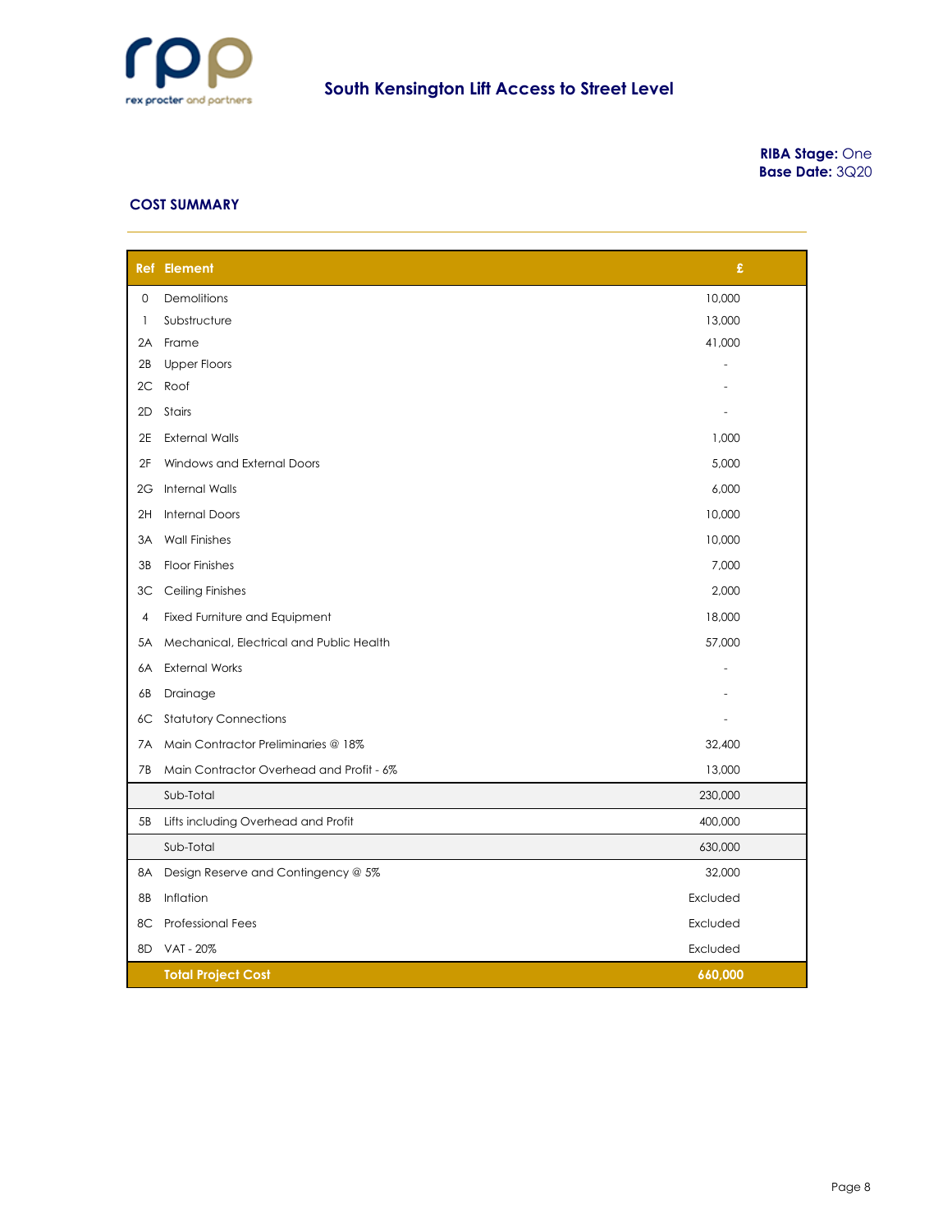# South Kensington Lift Access to Street Level

**RIBA Stage:** One
**Base Date:** 3Q20

## COST SUMMARY

| Ref | Element | £ |
|---|---|---|
| 0 | Demolitions | 10,000 |
| 1 | Substructure | 13,000 |
| 2A | Frame | 41,000 |
| 2B | Upper Floors | - |
| 2C | Roof | - |
| 2D | Stairs | - |
| 2E | External Walls | 1,000 |
| 2F | Windows and External Doors | 5,000 |
| 2G | Internal Walls | 6,000 |
| 2H | Internal Doors | 10,000 |
| 3A | Wall Finishes | 10,000 |
| 3B | Floor Finishes | 7,000 |
| 3C | Ceiling Finishes | 2,000 |
| 4 | Fixed Furniture and Equipment | 18,000 |
| 5A | Mechanical, Electrical and Public Health | 57,000 |
| 6A | External Works | - |
| 6B | Drainage | - |
| 6C | Statutory Connections | - |
| 7A | Main Contractor Preliminaries @ 18% | 32,400 |
| 7B | Main Contractor Overhead and Profit - 6% | 13,000 |
| | Sub-Total | 230,000 |
| 5B | Lifts including Overhead and Profit | 400,000 |
| | Sub-Total | 630,000 |
| 8A | Design Reserve and Contingency @ 5% | 32,000 |
| 8B | Inflation | Excluded |
| 8C | Professional Fees | Excluded |
| 8D | VAT - 20% | Excluded |
| | **Total Project Cost** | **660,000** |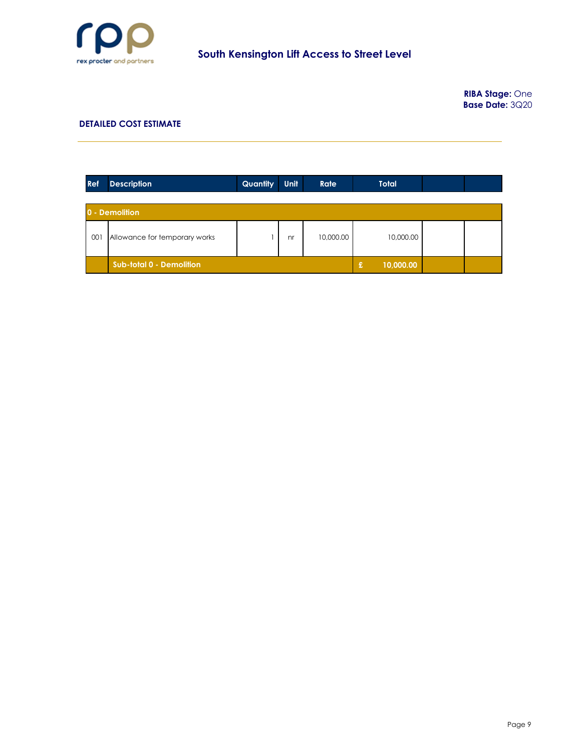## South Kensington Lift Access to Street Level

**RIBA Stage:** One
**Base Date:** 3Q20

### DETAILED COST ESTIMATE

| Ref | Description | Quantity | Unit | Rate | Total | | |
|---|---|---|---|---|---|---|---|
| **0 - Demolition** | | | | | | | |
| 001 | Allowance for temporary works | 1 | nr | 10,000.00 | 10,000.00 | | |
| | **Sub-total 0 - Demolition** | | | | **£ 10,000.00** | | |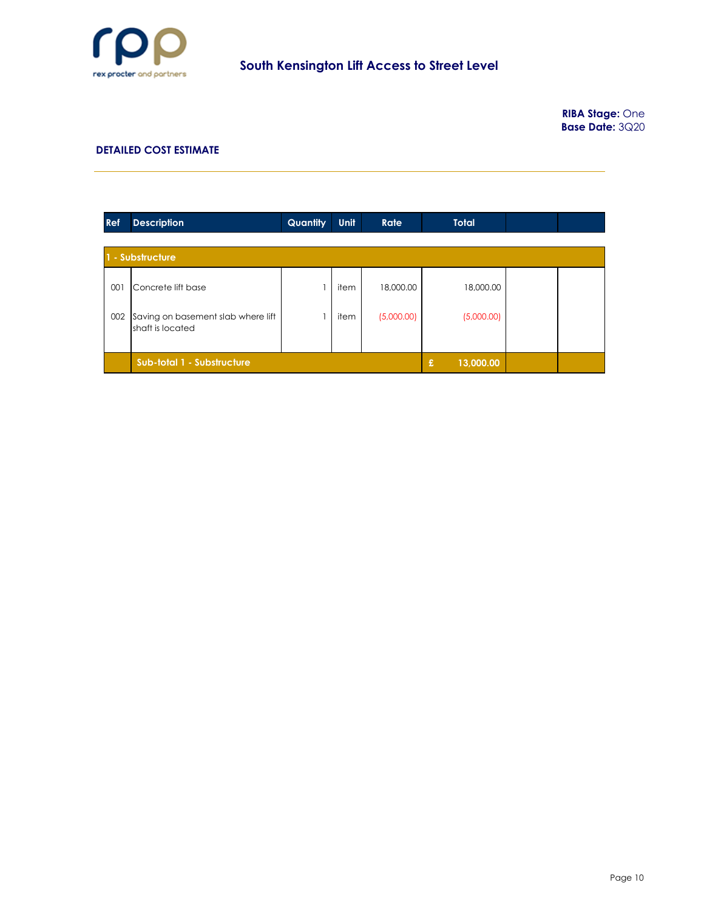rex procter and partners

# South Kensington Lift Access to Street Level

**RIBA Stage:** One
**Base Date:** 3Q20

## DETAILED COST ESTIMATE

| Ref | Description | Quantity | Unit | Rate | Total | | |
|---|---|---|---|---|---|---|---|
| **1 - Substructure** | | | | | | | |
| 001 | Concrete lift base | 1 | item | 18,000.00 | 18,000.00 | | |
| 002 | Saving on basement slab where lift shaft is located | 1 | item | (5,000.00) | (5,000.00) | | |
| | **Sub-total 1 - Substructure** | | | | **£ 13,000.00** | | |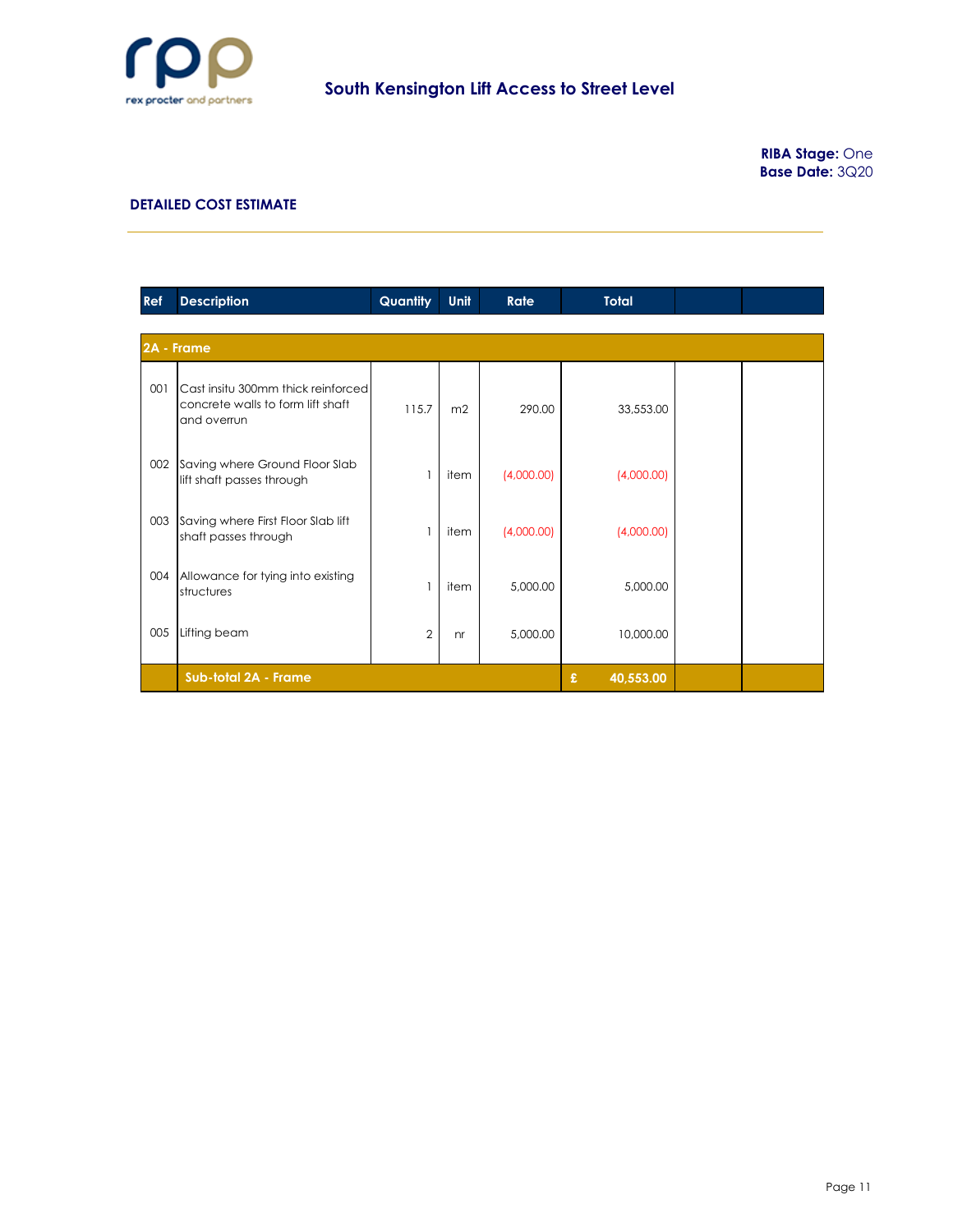South Kensington Lift Access to Street Level

**RIBA Stage:** One
**Base Date:** 3Q20

## DETAILED COST ESTIMATE

| Ref | Description | Quantity | Unit | Rate | Total | | |
|---|---|---|---|---|---|---|---|
| **2A - Frame** | | | | | | | |
| 001 | Cast insitu 300mm thick reinforced concrete walls to form lift shaft and overrun | 115.7 | m2 | 290.00 | 33,553.00 | | |
| 002 | Saving where Ground Floor Slab lift shaft passes through | 1 | item | (4,000.00) | (4,000.00) | | |
| 003 | Saving where First Floor Slab lift shaft passes through | 1 | item | (4,000.00) | (4,000.00) | | |
| 004 | Allowance for tying into existing structures | 1 | item | 5,000.00 | 5,000.00 | | |
| 005 | Lifting beam | 2 | nr | 5,000.00 | 10,000.00 | | |
| | **Sub-total 2A - Frame** | | | | **£ 40,553.00** | | |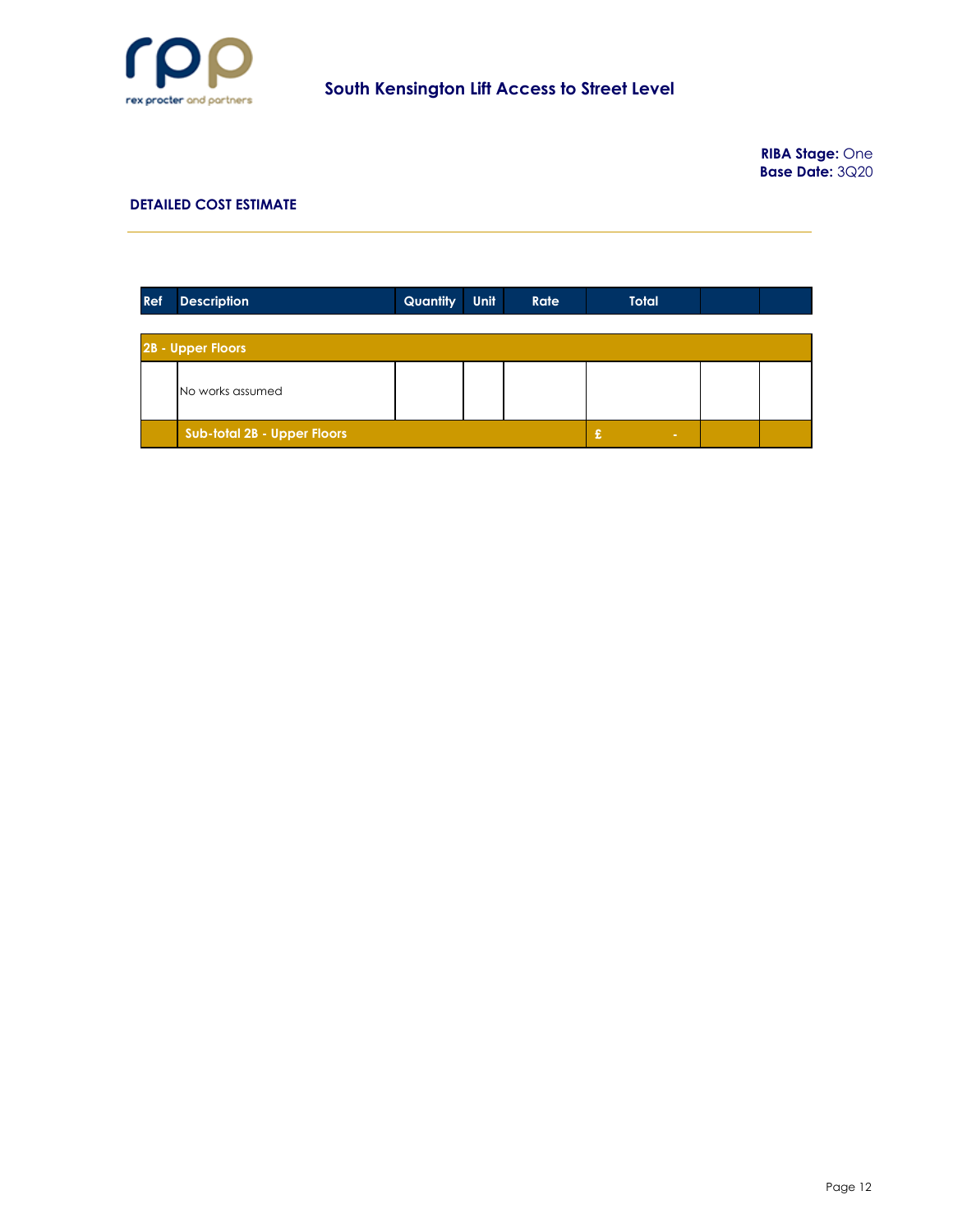## South Kensington Lift Access to Street Level

**RIBA Stage:** One
**Base Date:** 3Q20

### DETAILED COST ESTIMATE

| Ref | Description | Quantity | Unit | Rate | Total | | |
|---|---|---|---|---|---|---|---|
| 2B - Upper Floors | | | | | | | |
| | No works assumed | | | | | | |
| | Sub-total 2B - Upper Floors | | | | £ - | | |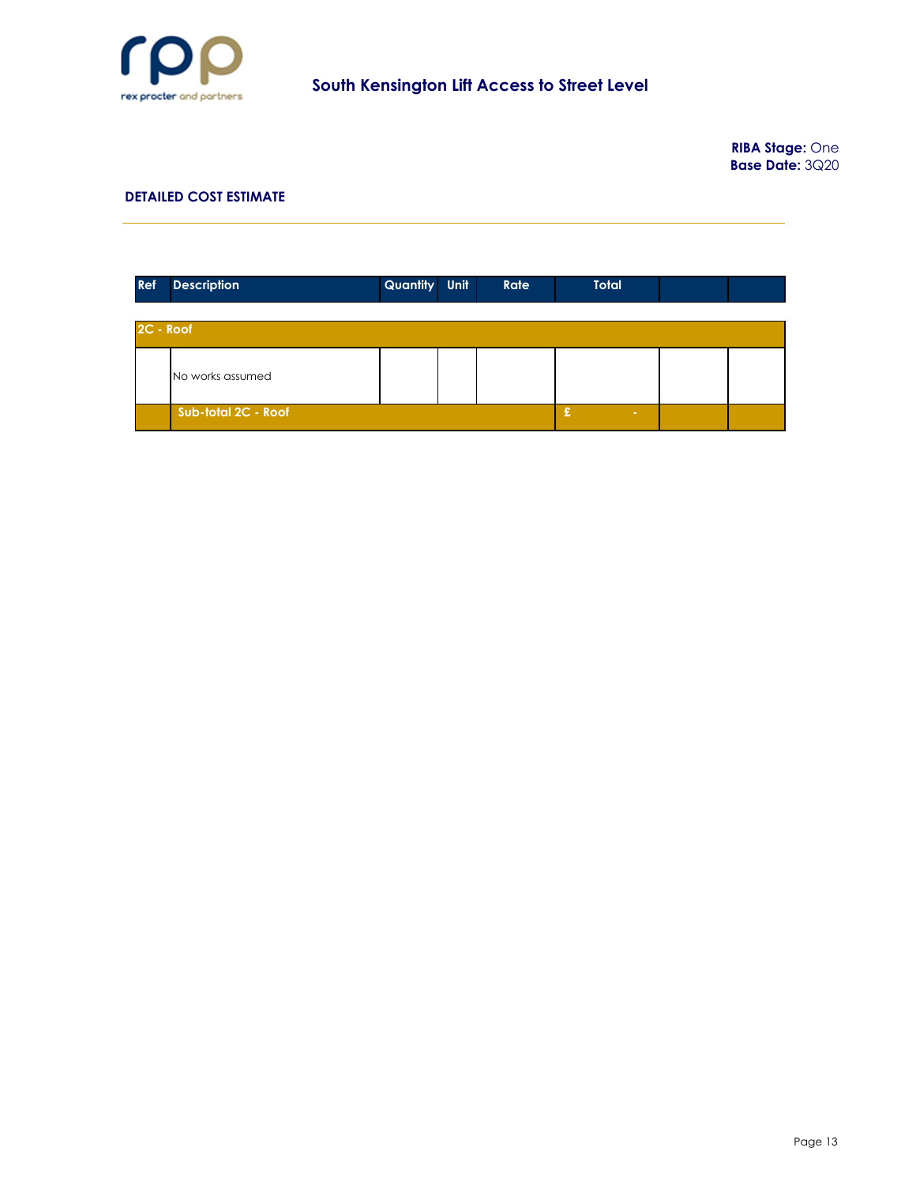South Kensington Lift Access to Street Level

**RIBA Stage:** One
**Base Date:** 3Q20

## DETAILED COST ESTIMATE

| Ref | Description | Quantity | Unit | Rate | Total | | |
|---|---|---|---|---|---|---|---|
| **2C - Roof** | | | | | | | |
| | No works assumed | | | | | | |
| | **Sub-total 2C - Roof** | | | | £ - | | |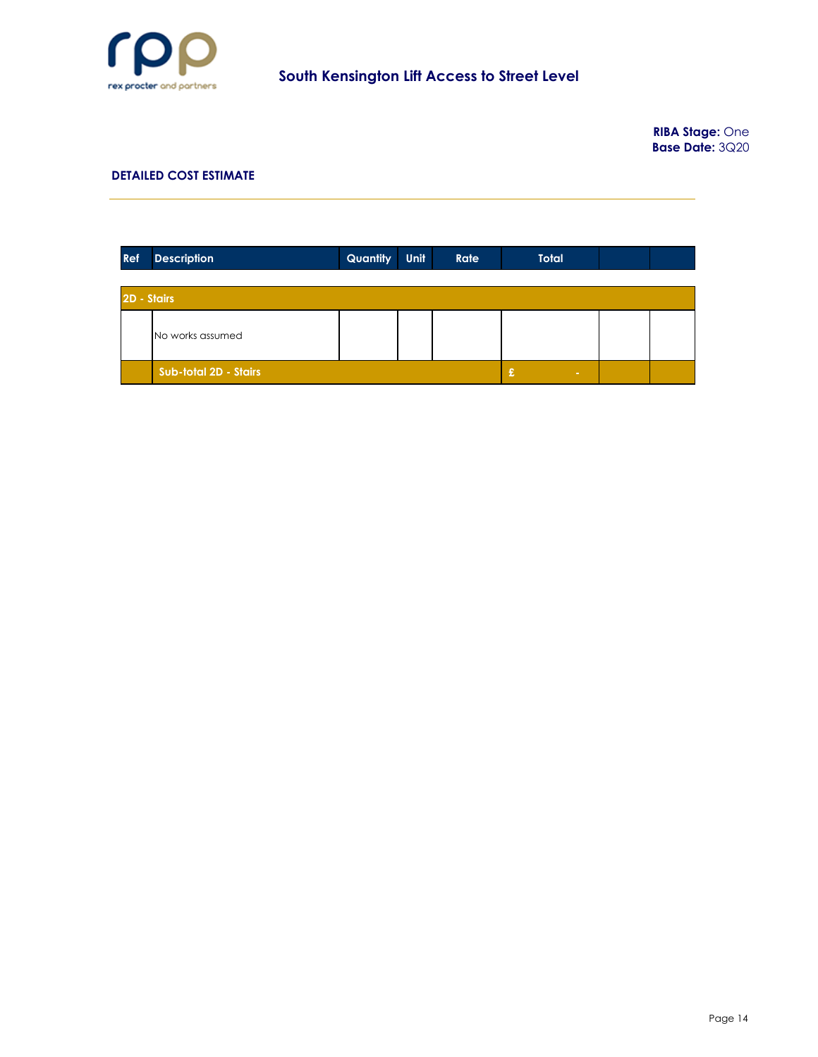rex procter and partners

**South Kensington Lift Access to Street Level**

**RIBA Stage:** One
**Base Date:** 3Q20

## DETAILED COST ESTIMATE

| Ref | Description | Quantity | Unit | Rate | Total | | |
|---|---|---|---|---|---|---|---|
| **2D - Stairs** | | | | | | | |
| | No works assumed | | | | | | |
| | **Sub-total 2D - Stairs** | | | | £ - | | |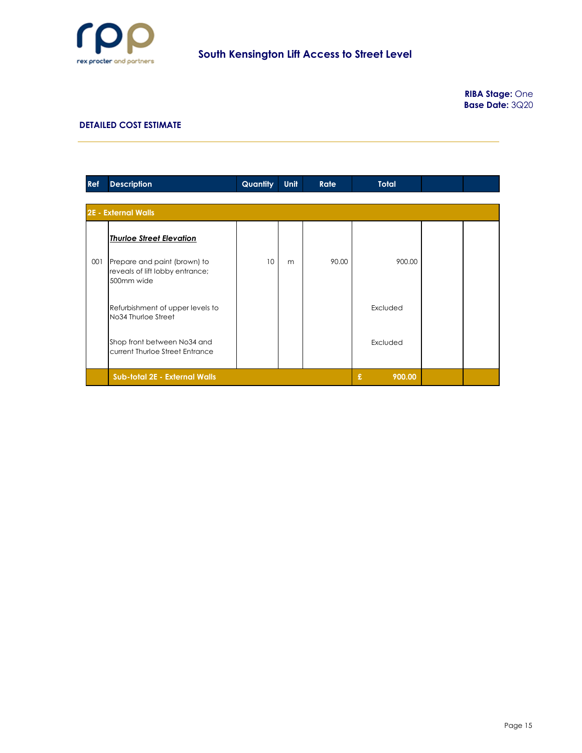# South Kensington Lift Access to Street Level

**RIBA Stage:** One
**Base Date:** 3Q20

## DETAILED COST ESTIMATE

| Ref | Description | Quantity | Unit | Rate | Total | | |
|---|---|---|---|---|---|---|---|
| **2E - External Walls** | | | | | | | |
| | ***Thurloe Street Elevation*** | | | | | | |
| 001 | Prepare and paint (brown) to reveals of lift lobby entrance; 500mm wide | 10 | m | 90.00 | 900.00 | | |
| | Refurbishment of upper levels to No34 Thurloe Street | | | | Excluded | | |
| | Shop front between No34 and current Thurloe Street Entrance | | | | Excluded | | |
| | **Sub-total 2E - External Walls** | | | | **£ 900.00** | | |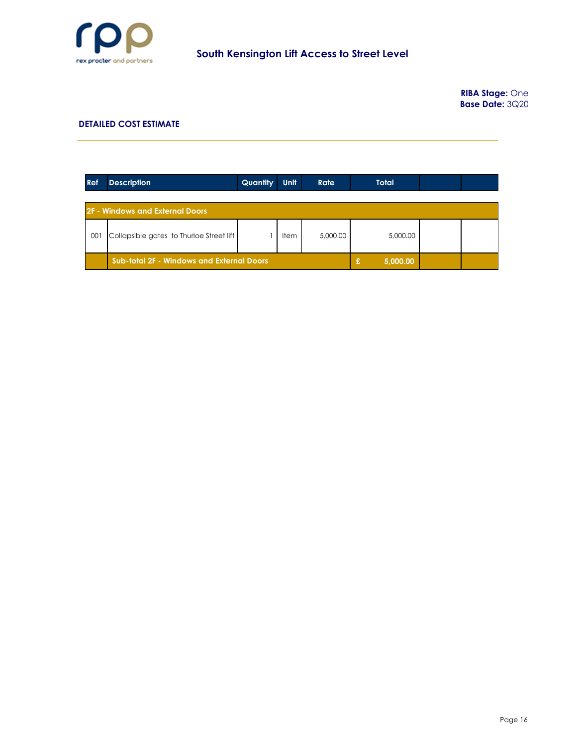South Kensington Lift Access to Street Level

**RIBA Stage:** One
**Base Date:** 3Q20

## DETAILED COST ESTIMATE

| Ref | Description | Quantity | Unit | Rate | Total | | |
|---|---|---|---|---|---|---|---|
| **2F - Windows and External Doors** | | | | | | | |
| 001 | Collapsible gates to Thurloe Street lift | 1 | Item | 5,000.00 | 5,000.00 | | |
| | **Sub-total 2F - Windows and External Doors** | | | | **£ 5,000.00** | | |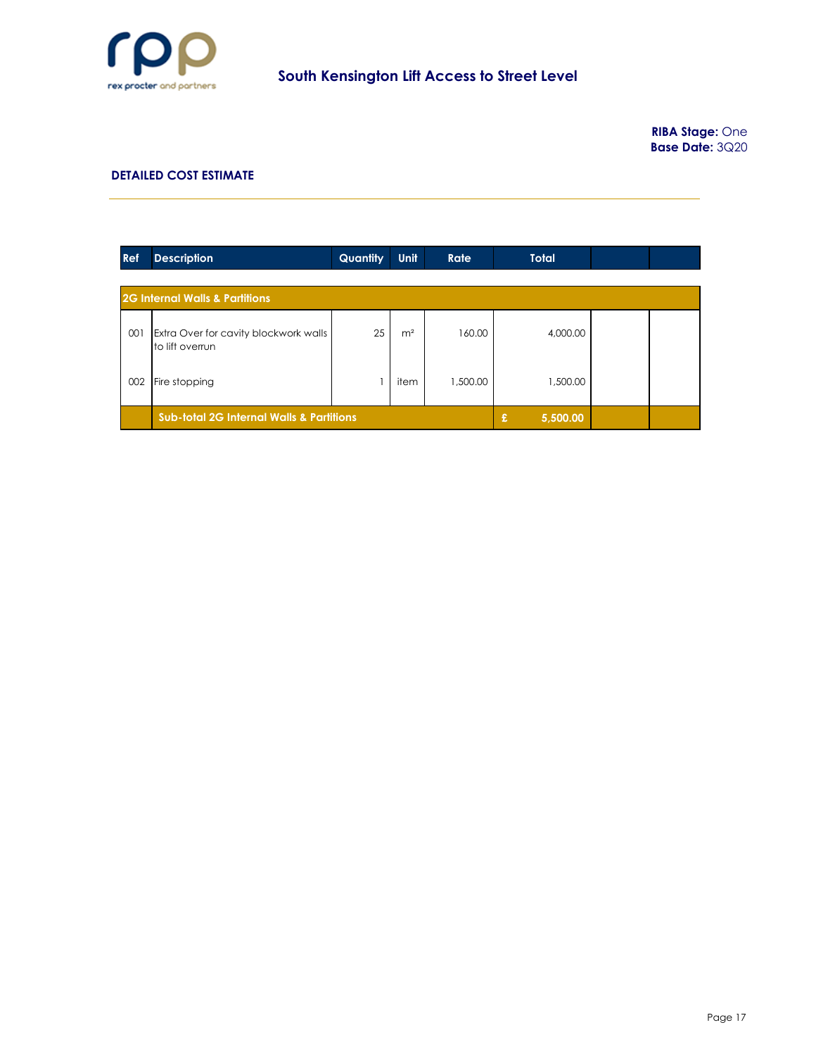rex procter and partners

## South Kensington Lift Access to Street Level

**RIBA Stage:** One
**Base Date:** 3Q20

### DETAILED COST ESTIMATE

| Ref | Description | Quantity | Unit | Rate | Total | | |
|---|---|---|---|---|---|---|---|
| **2G Internal Walls & Partitions** | | | | | | | |
| 001 | Extra Over for cavity blockwork walls to lift overrun | 25 | m² | 160.00 | 4,000.00 | | |
| 002 | Fire stopping | 1 | item | 1,500.00 | 1,500.00 | | |
| | **Sub-total 2G Internal Walls & Partitions** | | | | **£ 5,500.00** | | |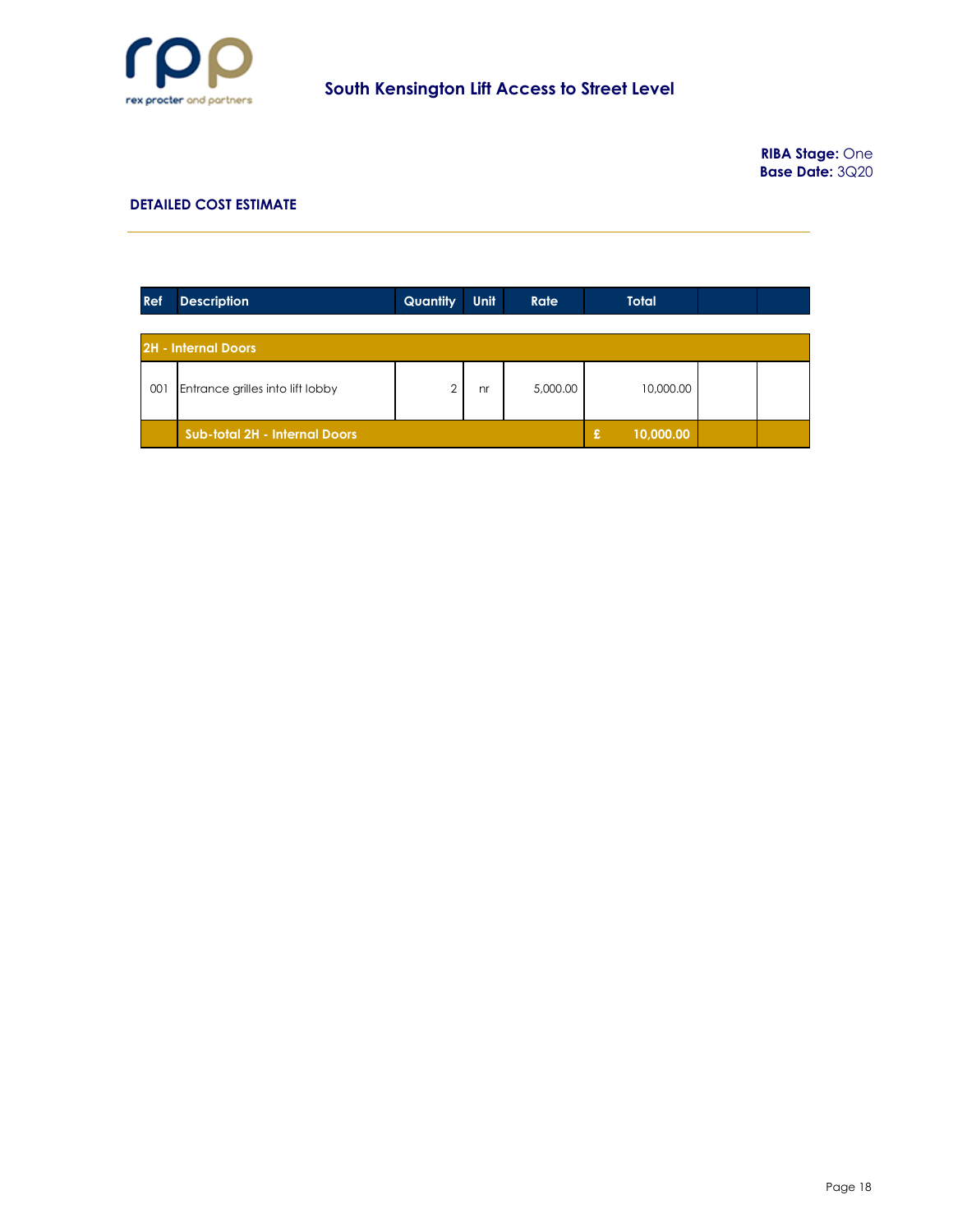# South Kensington Lift Access to Street Level

**RIBA Stage:** One
**Base Date:** 3Q20

## DETAILED COST ESTIMATE

| Ref | Description | Quantity | Unit | Rate | Total | | |
|---|---|---|---|---|---|---|---|
| **2H - Internal Doors** | | | | | | | |
| 001 | Entrance grilles into lift lobby | 2 | nr | 5,000.00 | 10,000.00 | | |
| | **Sub-total 2H - Internal Doors** | | | | **£ 10,000.00** | | |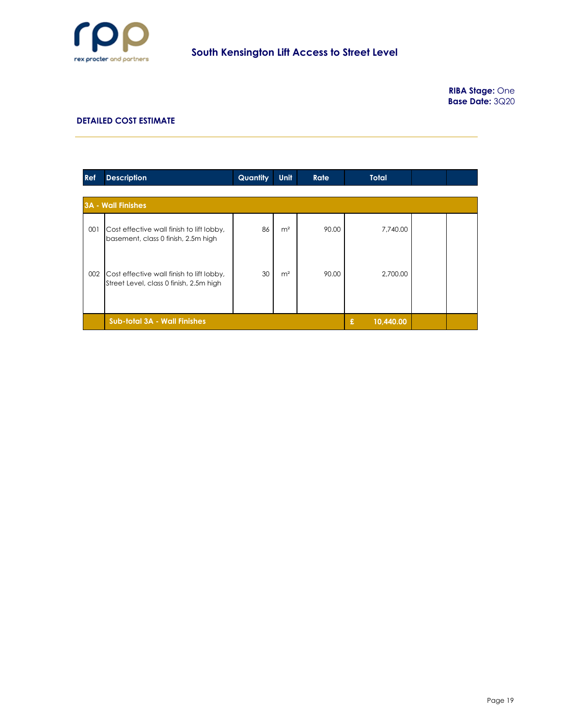## South Kensington Lift Access to Street Level

**RIBA Stage:** One
**Base Date:** 3Q20

### DETAILED COST ESTIMATE

| Ref | Description | Quantity | Unit | Rate | Total | | |
|---|---|---|---|---|---|---|---|
| **3A - Wall Finishes** | | | | | | | |
| 001 | Cost effective wall finish to lift lobby, basement, class 0 finish, 2.5m high | 86 | m² | 90.00 | 7,740.00 | | |
| 002 | Cost effective wall finish to lift lobby, Street Level, class 0 finish, 2.5m high | 30 | m² | 90.00 | 2,700.00 | | |
| | **Sub-total 3A - Wall Finishes** | | | | **£ 10,440.00** | | |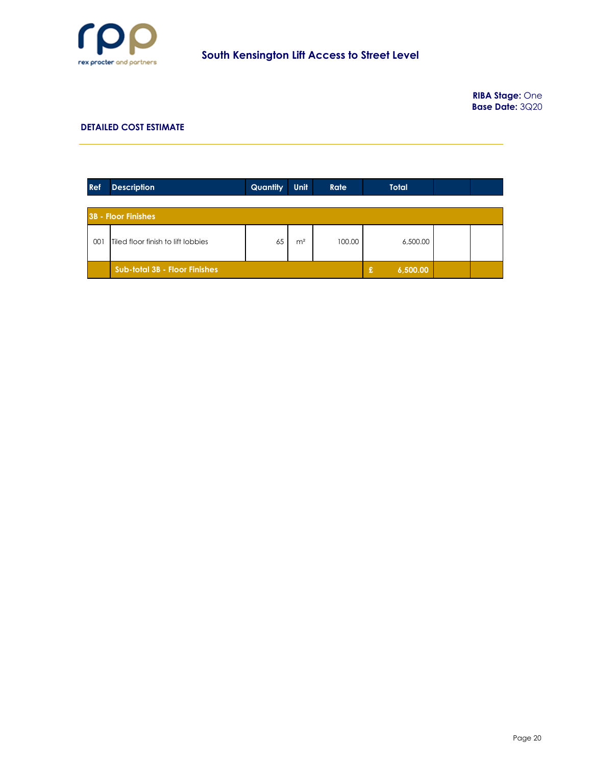South Kensington Lift Access to Street Level

**RIBA Stage:** One
**Base Date:** 3Q20

## DETAILED COST ESTIMATE

| Ref | Description | Quantity | Unit | Rate | Total | | |
|---|---|---|---|---|---|---|---|
| **3B - Floor Finishes** | | | | | | | |
| 001 | Tiled floor finish to lift lobbies | 65 | m² | 100.00 | 6,500.00 | | |
| | **Sub-total 3B - Floor Finishes** | | | | **£ 6,500.00** | | |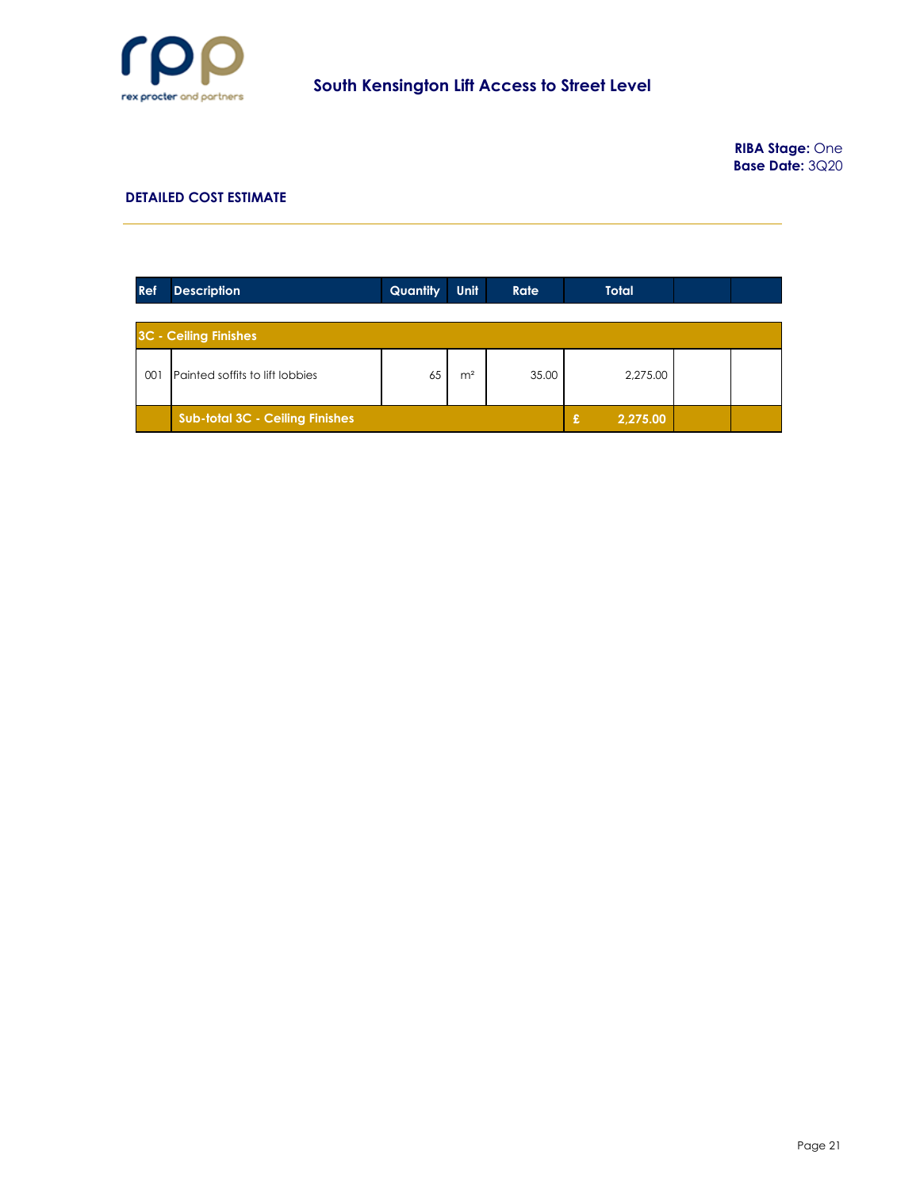## South Kensington Lift Access to Street Level

**RIBA Stage:** One
**Base Date:** 3Q20

### DETAILED COST ESTIMATE

| Ref | Description | Quantity | Unit | Rate | Total | | |
|---|---|---|---|---|---|---|---|
| **3C - Ceiling Finishes** | | | | | | | |
| 001 | Painted soffits to lift lobbies | 65 | m² | 35.00 | 2,275.00 | | |
| | **Sub-total 3C - Ceiling Finishes** | | | | **£ 2,275.00** | | |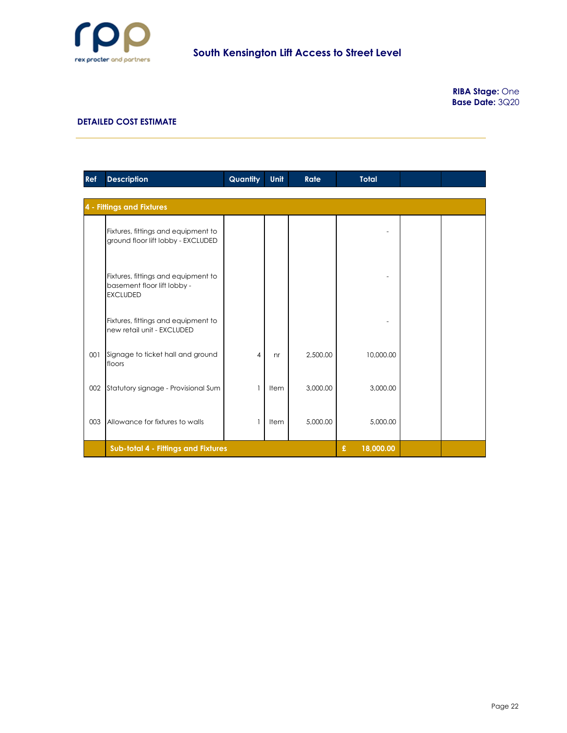# South Kensington Lift Access to Street Level

**RIBA Stage:** One
**Base Date:** 3Q20

## DETAILED COST ESTIMATE

| Ref | Description | Quantity | Unit | Rate | Total | | |
|---|---|---|---|---|---|---|---|
| **4 - Fittings and Fixtures** | | | | | | | |
| | Fixtures, fittings and equipment to ground floor lift lobby - EXCLUDED | | | | - | | |
| | Fixtures, fittings and equipment to basement floor lift lobby - EXCLUDED | | | | - | | |
| | Fixtures, fittings and equipment to new retail unit - EXCLUDED | | | | - | | |
| 001 | Signage to ticket hall and ground floors | 4 | nr | 2,500.00 | 10,000.00 | | |
| 002 | Statutory signage - Provisional Sum | 1 | Item | 3,000.00 | 3,000.00 | | |
| 003 | Allowance for fixtures to walls | 1 | Item | 5,000.00 | 5,000.00 | | |
| | **Sub-total 4 - Fittings and Fixtures** | | | | **£ 18,000.00** | | |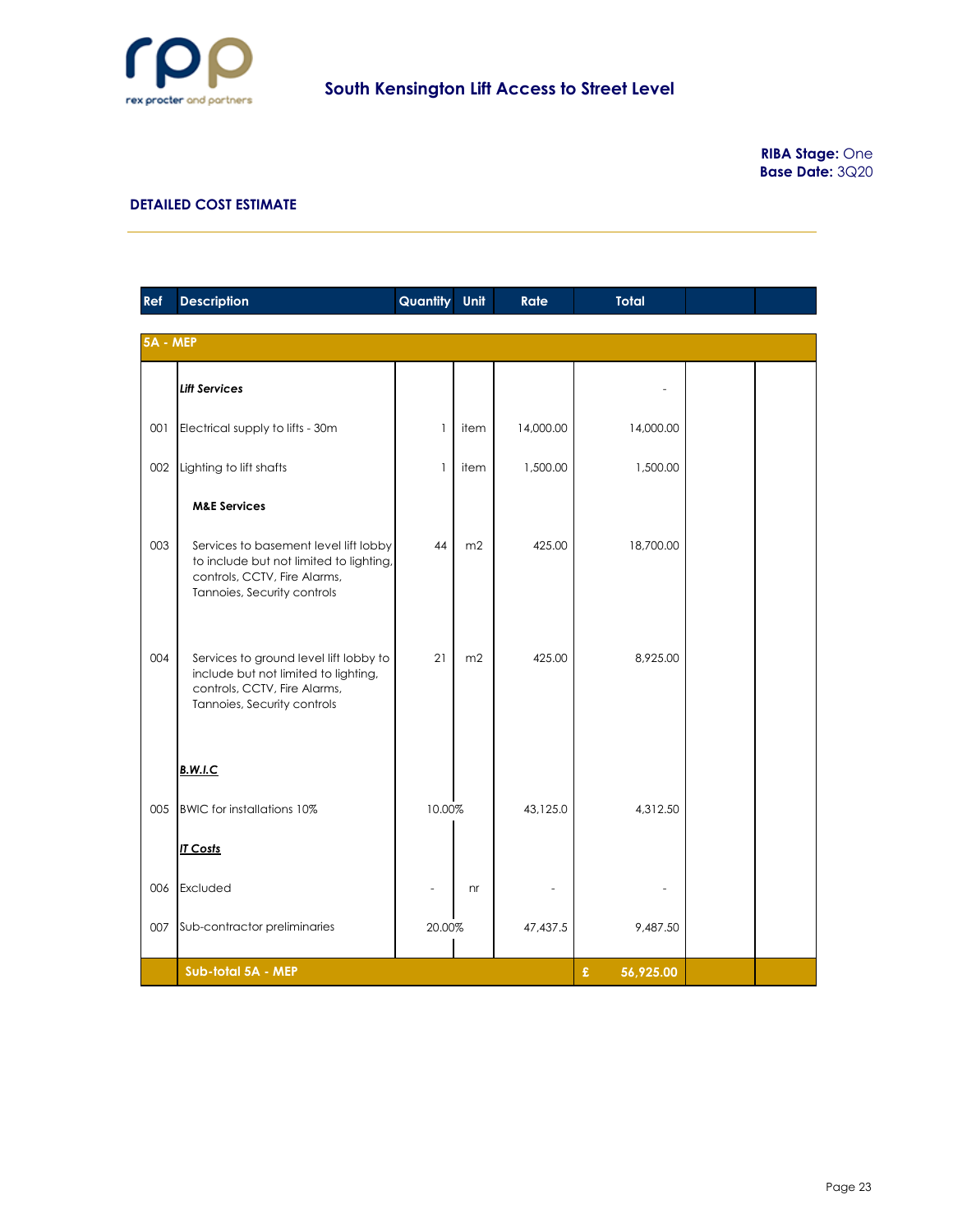## South Kensington Lift Access to Street Level

**RIBA Stage:** One
**Base Date:** 3Q20

### DETAILED COST ESTIMATE

| Ref | Description | Quantity | Unit | Rate | Total | | |
|---|---|---|---|---|---|---|---|
| **5A - MEP** | | | | | | | |
| | ***Lift Services*** | | | | - | | |
| 001 | Electrical supply to lifts - 30m | 1 | item | 14,000.00 | 14,000.00 | | |
| 002 | Lighting to lift shafts | 1 | item | 1,500.00 | 1,500.00 | | |
| | **M&E Services** | | | | | | |
| 003 | Services to basement level lift lobby to include but not limited to lighting, controls, CCTV, Fire Alarms, Tannoies, Security controls | 44 | m2 | 425.00 | 18,700.00 | | |
| 004 | Services to ground level lift lobby to include but not limited to lighting, controls, CCTV, Fire Alarms, Tannoies, Security controls | 21 | m2 | 425.00 | 8,925.00 | | |
| | **B.W.I.C** | | | | | | |
| 005 | BWIC for installations 10% | 10.00% | | 43,125.0 | 4,312.50 | | |
| | ***IT Costs*** | | | | | | |
| 006 | Excluded | - | nr | - | - | | |
| 007 | Sub-contractor preliminaries | 20.00% | | 47,437.5 | 9,487.50 | | |
| | **Sub-total 5A - MEP** | | | | **£ 56,925.00** | | |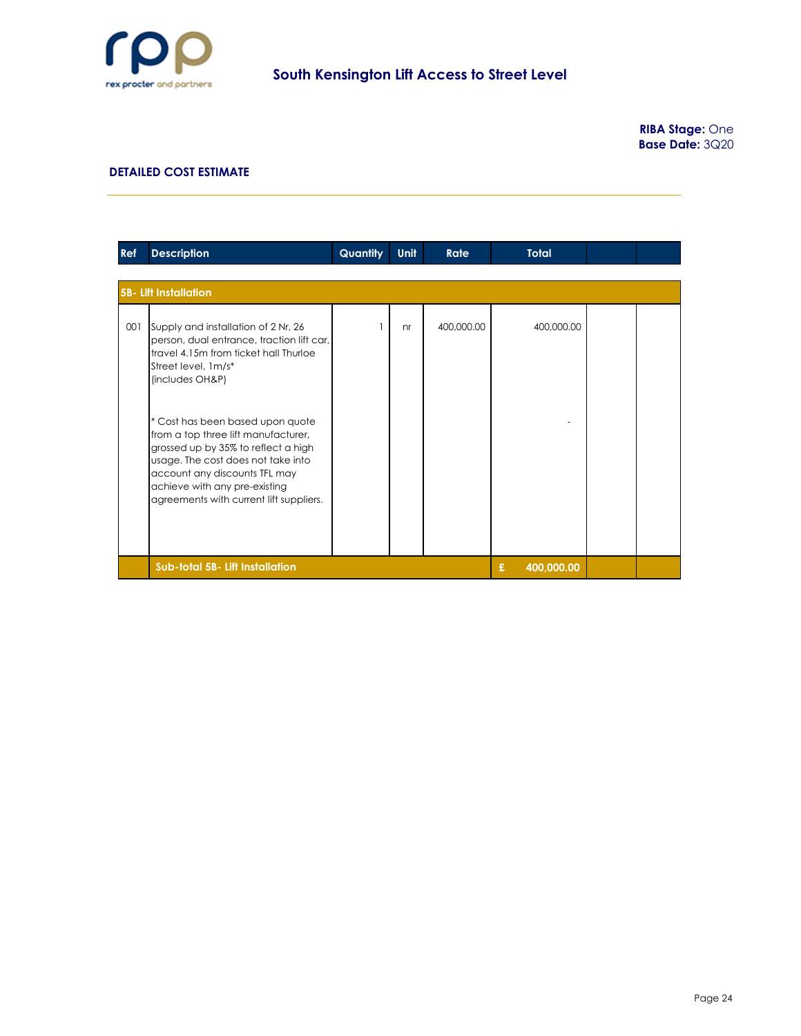rex procter and partners

# South Kensington Lift Access to Street Level

**RIBA Stage:** One
**Base Date:** 3Q20

## DETAILED COST ESTIMATE

| Ref | Description | Quantity | Unit | Rate | Total | | |
|---|---|---|---|---|---|---|---|
| **5B- Lift Installation** | | | | | | | |
| 001 | Supply and installation of 2 Nr, 26 person, dual entrance, traction lift car, travel 4.15m from ticket hall Thurloe Street level, 1m/s* (includes OH&P) | 1 | nr | 400,000.00 | 400,000.00 | | |
| | * Cost has been based upon quote from a top three lift manufacturer, grossed up by 35% to reflect a high usage. The cost does not take into account any discounts TFL may achieve with any pre-existing agreements with current lift suppliers. | | | | - | | |
| | **Sub-total 5B- Lift Installation** | | | | **£ 400,000.00** | | |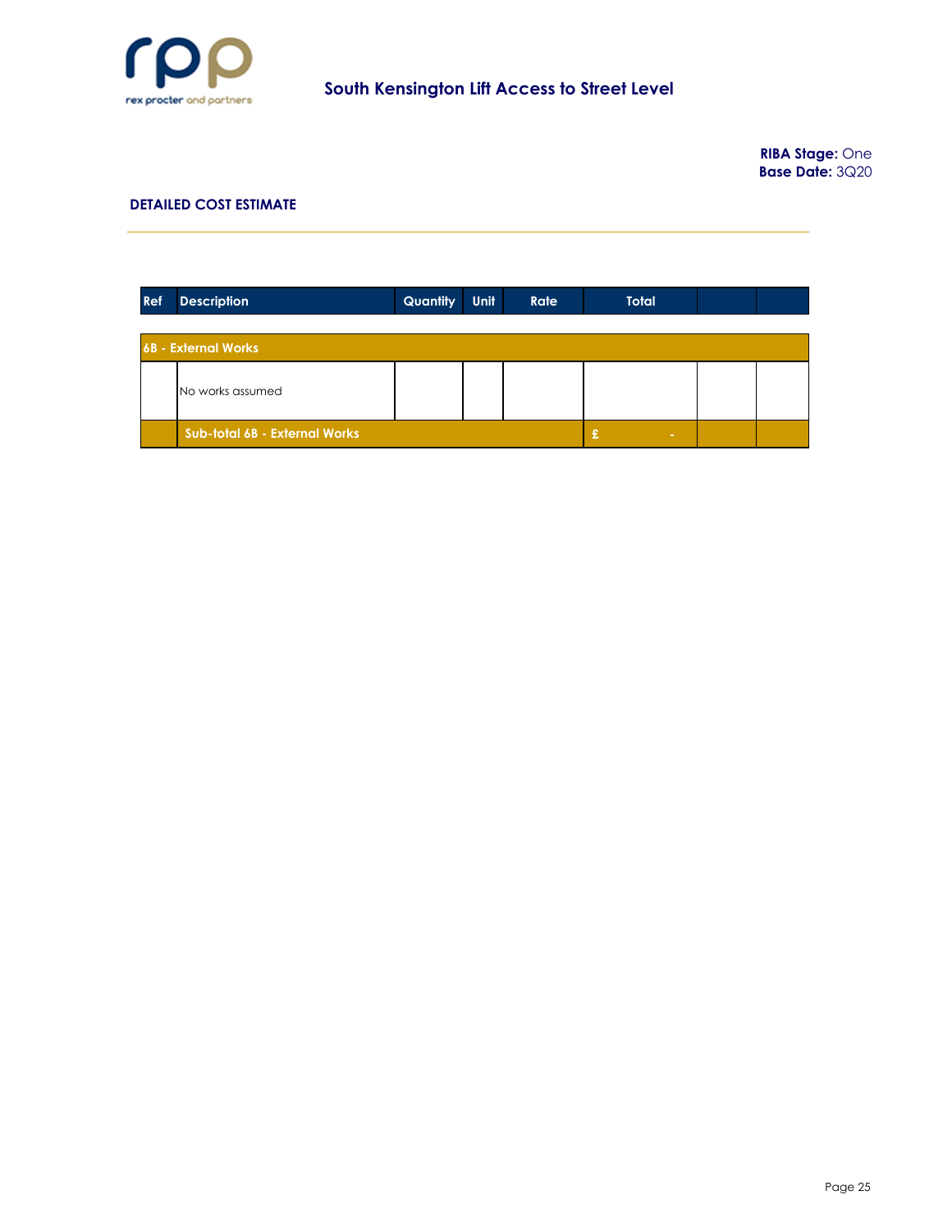**RIBA Stage:** One
**Base Date:** 3Q20

## DETAILED COST ESTIMATE

| Ref | Description | Quantity | Unit | Rate | Total | | |
|---|---|---|---|---|---|---|---|
| **6B - External Works** | | | | | | | |
| | No works assumed | | | | | | |
| | **Sub-total 6B - External Works** | | | | **£ -** | | |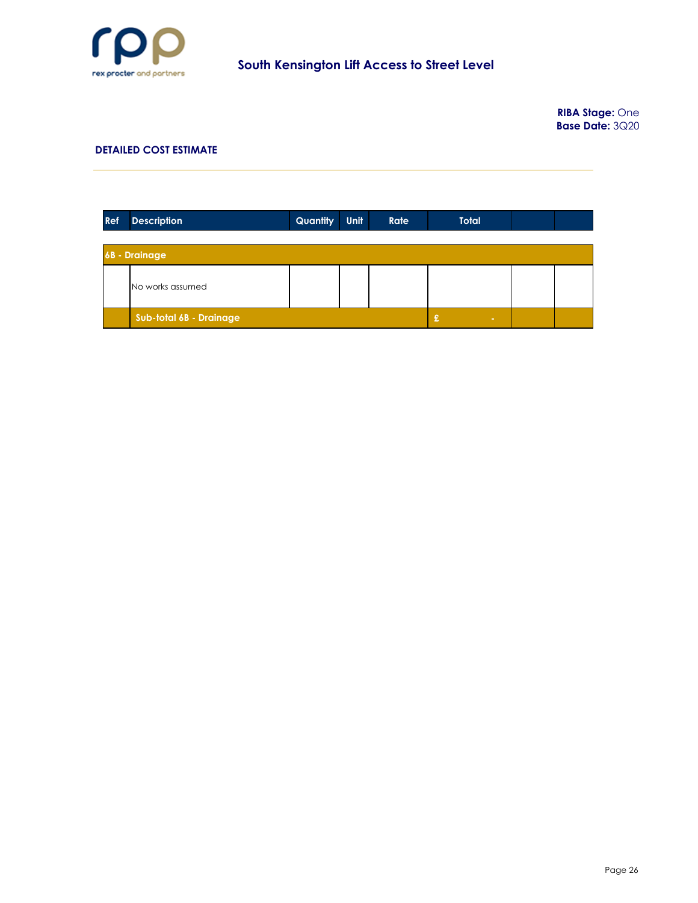# South Kensington Lift Access to Street Level

**RIBA Stage:** One
**Base Date:** 3Q20

## DETAILED COST ESTIMATE

| Ref | Description | Quantity | Unit | Rate | Total | | |
|---|---|---|---|---|---|---|---|
| **6B - Drainage** | | | | | | | |
| | No works assumed | | | | | | |
| | **Sub-total 6B - Drainage** | | | | £ - | | |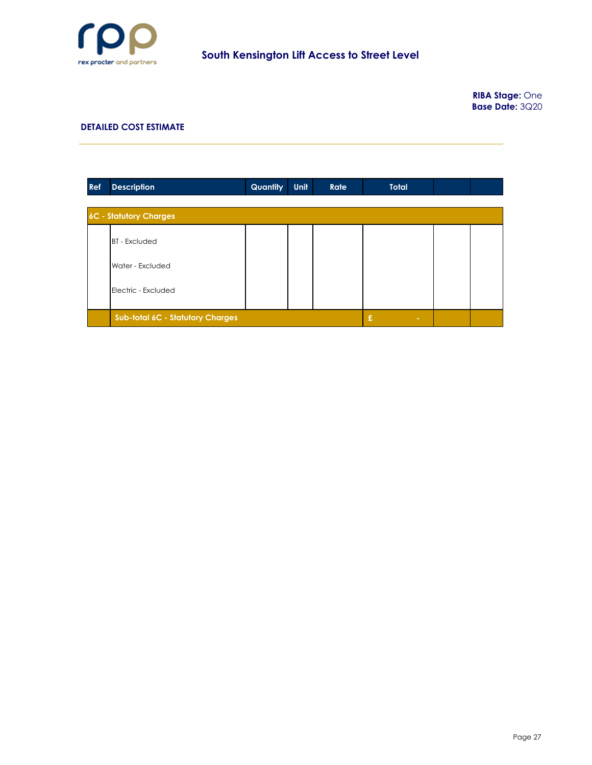# South Kensington Lift Access to Street Level

**RIBA Stage:** One
**Base Date:** 3Q20

## DETAILED COST ESTIMATE

| Ref | Description | Quantity | Unit | Rate | Total | | |
|---|---|---|---|---|---|---|---|
| **6C - Statutory Charges** | | | | | | | |
| | BT - Excluded | | | | | | |
| | Water - Excluded | | | | | | |
| | Electric - Excluded | | | | | | |
| | **Sub-total 6C - Statutory Charges** | | | | £ - | | |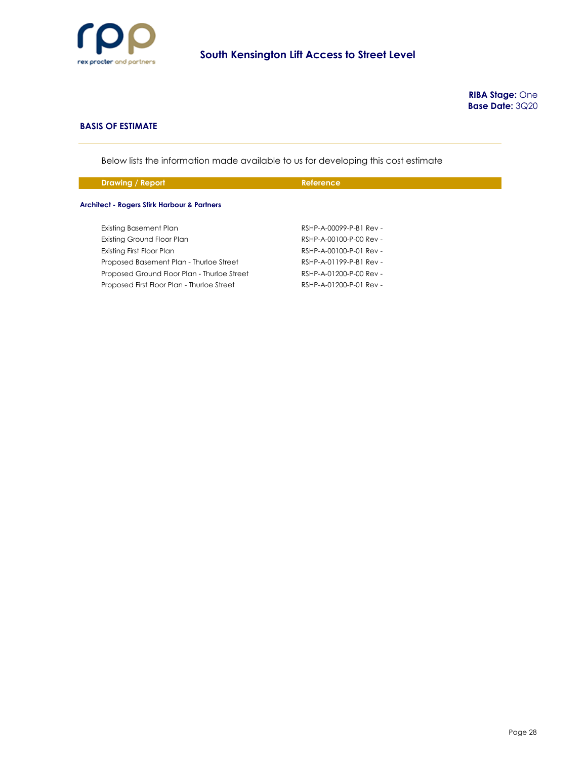# South Kensington Lift Access to Street Level

**RIBA Stage:** One
**Base Date:** 3Q20

## BASIS OF ESTIMATE

Below lists the information made available to us for developing this cost estimate

| Drawing / Report | Reference |
|---|---|
| **Architect - Rogers Stirk Harbour & Partners** | |
| Existing Basement Plan | RSHP-A-00099-P-B1 Rev - |
| Existing Ground Floor Plan | RSHP-A-00100-P-00 Rev - |
| Existing First Floor Plan | RSHP-A-00100-P-01 Rev - |
| Proposed Basement Plan - Thurloe Street | RSHP-A-01199-P-B1 Rev - |
| Proposed Ground Floor Plan - Thurloe Street | RSHP-A-01200-P-00 Rev - |
| Proposed First Floor Plan - Thurloe Street | RSHP-A-01200-P-01 Rev - |